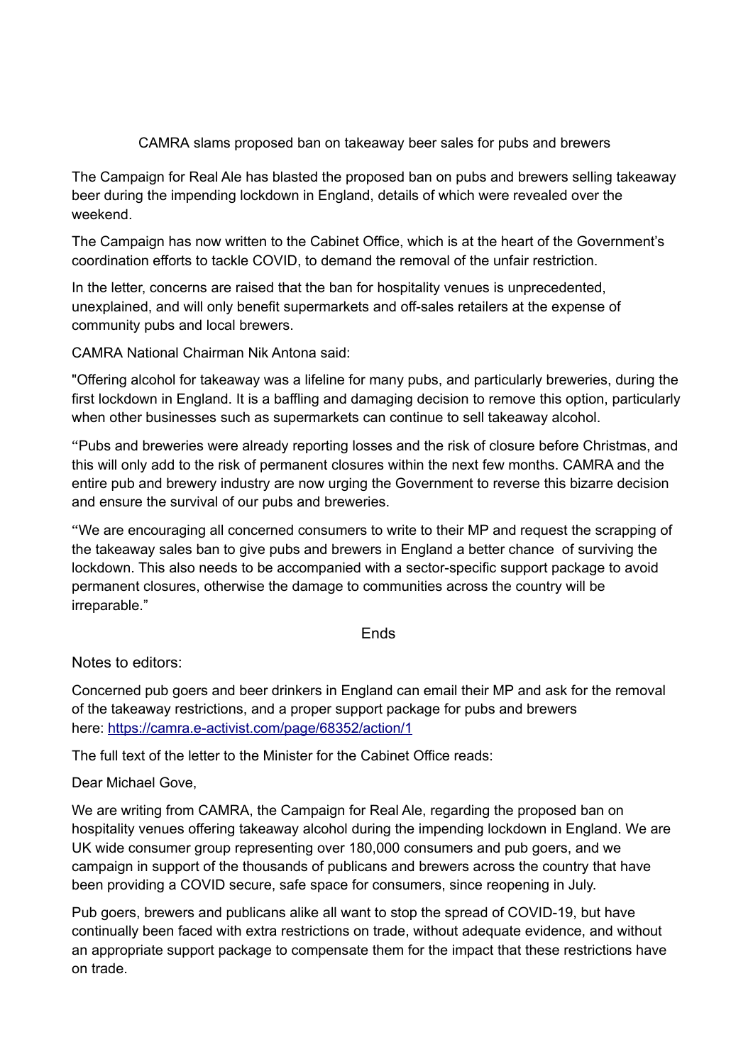# CAMRA slams proposed ban on takeaway beer sales for pubs and brewers

The Campaign for Real Ale has blasted the proposed ban on pubs and brewers selling takeaway beer during the impending lockdown in England, details of which were revealed over the weekend.

The Campaign has now written to the Cabinet Office, which is at the heart of the Government's coordination efforts to tackle COVID, to demand the removal of the unfair restriction.

In the letter, concerns are raised that the ban for hospitality venues is unprecedented, unexplained, and will only benefit supermarkets and off-sales retailers at the expense of community pubs and local brewers.

CAMRA National Chairman Nik Antona said:

"Offering alcohol for takeaway was a lifeline for many pubs, and particularly breweries, during the first lockdown in England. It is a baffling and damaging decision to remove this option, particularly when other businesses such as supermarkets can continue to sell takeaway alcohol.

"Pubs and breweries were already reporting losses and the risk of closure before Christmas, and this will only add to the risk of permanent closures within the next few months. CAMRA and the entire pub and brewery industry are now urging the Government to reverse this bizarre decision and ensure the survival of our pubs and breweries.

"We are encouraging all concerned consumers to write to their MP and request the scrapping of the takeaway sales ban to give pubs and brewers in England a better chance of surviving the lockdown. This also needs to be accompanied with a sector-specific support package to avoid permanent closures, otherwise the damage to communities across the country will be irreparable."

Ends

Notes to editors:

Concerned pub goers and beer drinkers in England can email their MP and ask for the removal of the takeaway restrictions, and a proper support package for pubs and brewers here: https://camra.e-activist.com/page/68352/action/1

The full text of the letter to the Minister for the Cabinet Office reads:

Dear Michael Gove,

We are writing from CAMRA, the Campaign for Real Ale, regarding the proposed ban on hospitality venues offering takeaway alcohol during the impending lockdown in England. We are UK wide consumer group representing over 180,000 consumers and pub goers, and we campaign in support of the thousands of publicans and brewers across the country that have been providing a COVID secure, safe space for consumers, since reopening in July.

Pub goers, brewers and publicans alike all want to stop the spread of COVID-19, but have continually been faced with extra restrictions on trade, without adequate evidence, and without an appropriate support package to compensate them for the impact that these restrictions have on trade.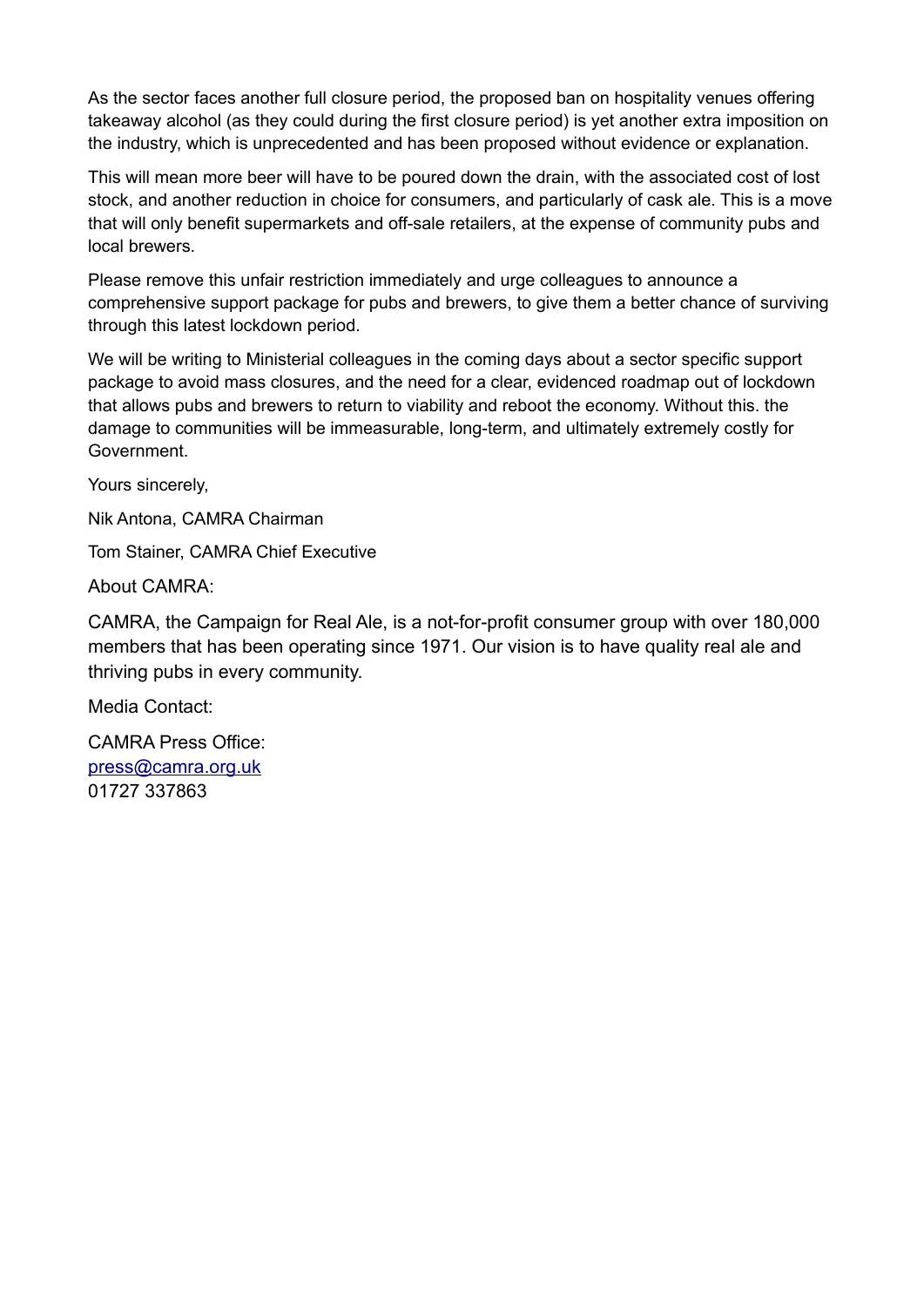As the sector faces another full closure period, the proposed ban on hospitality venues offering takeaway alcohol (as they could during the first closure period) is yet another extra imposition on the industry, which is unprecedented and has been proposed without evidence or explanation.

This will mean more beer will have to be poured down the drain, with the associated cost of lost stock, and another reduction in choice for consumers, and particularly of cask ale. This is a move that will only benefit supermarkets and off-sale retailers, at the expense of community pubs and local brewers.

Please remove this unfair restriction immediately and urge colleagues to announce a comprehensive support package for pubs and brewers, to give them a better chance of surviving through this latest lockdown period.

We will be writing to Ministerial colleagues in the coming days about a sector specific support package to avoid mass closures, and the need for a clear, evidenced roadmap out of lockdown that allows pubs and brewers to return to viability and reboot the economy. Without this. the damage to communities will be immeasurable, long-term, and ultimately extremely costly for Government.

Yours sincerely,

Nik Antona, CAMRA Chairman

Tom Stainer, CAMRA Chief Executive

About CAMRA:

CAMRA, the Campaign for Real Ale, is a not-for-profit consumer group with over 180,000 members that has been operating since 1971. Our vision is to have quality real ale and thriving pubs in every community.

Media Contact:

CAMRA Press Office:
press@camra.org.uk
01727 337863